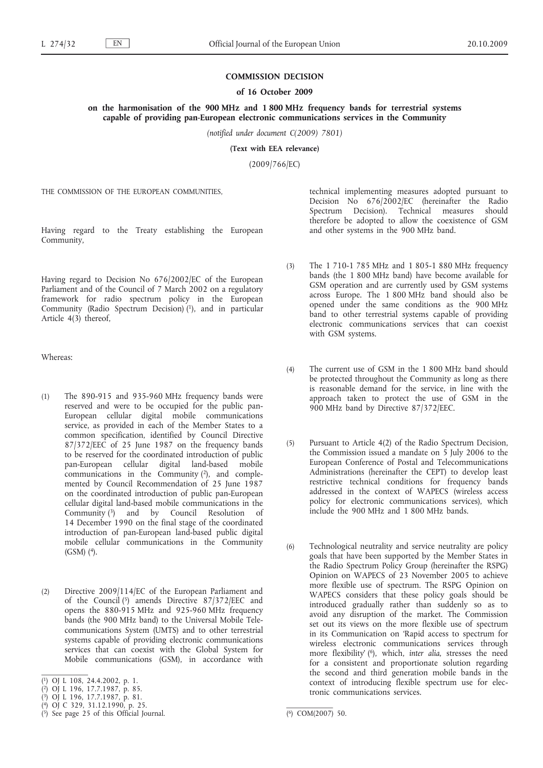# COMMISSION DECISION

## of 16 October 2009

## on the harmonisation of the 900 MHz and 1 800 MHz frequency bands for terrestrial systems capable of providing pan-European electronic communications services in the Community

*(notified under document C(2009) 7801)*

**(Text with EEA relevance)**

(2009/766/EC)

THE COMMISSION OF THE EUROPEAN COMMUNITIES,

Having regard to the Treaty establishing the European Community,

Having regard to Decision No 676/2002/EC of the European Parliament and of the Council of 7 March 2002 on a regulatory framework for radio spectrum policy in the European Community (Radio Spectrum Decision) [1], and in particular Article 4(3) thereof,

Whereas:

(1) The 890-915 and 935-960 MHz frequency bands were reserved and were to be occupied for the public pan-European cellular digital mobile communications service, as provided in each of the Member States to a common specification, identified by Council Directive 87/372/EEC of 25 June 1987 on the frequency bands to be reserved for the coordinated introduction of public pan-European cellular digital land-based mobile communications in the Community [2], and complemented by Council Recommendation of 25 June 1987 on the coordinated introduction of public pan-European cellular digital land-based mobile communications in the Community [3] and by Council Resolution of 14 December 1990 on the final stage of the coordinated introduction of pan-European land-based public digital mobile cellular communications in the Community (GSM) [4].

(2) Directive 2009/114/EC of the European Parliament and of the Council [5] amends Directive 87/372/EEC and opens the 880-915 MHz and 925-960 MHz frequency bands (the 900 MHz band) to the Universal Mobile Telecommunications System (UMTS) and to other terrestrial systems capable of providing electronic communications services that can coexist with the Global System for Mobile communications (GSM), in accordance with technical implementing measures adopted pursuant to Decision No 676/2002/EC (hereinafter the Radio Spectrum Decision). Technical measures should therefore be adopted to allow the coexistence of GSM and other systems in the 900 MHz band.

(3) The 1 710-1 785 MHz and 1 805-1 880 MHz frequency bands (the 1 800 MHz band) have become available for GSM operation and are currently used by GSM systems across Europe. The 1 800 MHz band should also be opened under the same conditions as the 900 MHz band to other terrestrial systems capable of providing electronic communications services that can coexist with GSM systems.

(4) The current use of GSM in the 1 800 MHz band should be protected throughout the Community as long as there is reasonable demand for the service, in line with the approach taken to protect the use of GSM in the 900 MHz band by Directive 87/372/EEC.

(5) Pursuant to Article 4(2) of the Radio Spectrum Decision, the Commission issued a mandate on 5 July 2006 to the European Conference of Postal and Telecommunications Administrations (hereinafter the CEPT) to develop least restrictive technical conditions for frequency bands addressed in the context of WAPECS (wireless access policy for electronic communications services), which include the 900 MHz and 1 800 MHz bands.

(6) Technological neutrality and service neutrality are policy goals that have been supported by the Member States in the Radio Spectrum Policy Group (hereinafter the RSPG) Opinion on WAPECS of 23 November 2005 to achieve more flexible use of spectrum. The RSPG Opinion on WAPECS considers that these policy goals should be introduced gradually rather than suddenly so as to avoid any disruption of the market. The Commission set out its views on the more flexible use of spectrum in its Communication on 'Rapid access to spectrum for wireless electronic communications services through more flexibility' [6], which, *inter alia*, stresses the need for a consistent and proportionate solution regarding the second and third generation mobile bands in the context of introducing flexible spectrum use for electronic communications services.

---

[1] OJ L 108, 24.4.2002, p. 1.

[2] OJ L 196, 17.7.1987, p. 85.

[3] OJ L 196, 17.7.1987, p. 81.

[4] OJ C 329, 31.12.1990, p. 25.

[5] See page 25 of this Official Journal.

[6] COM(2007) 50.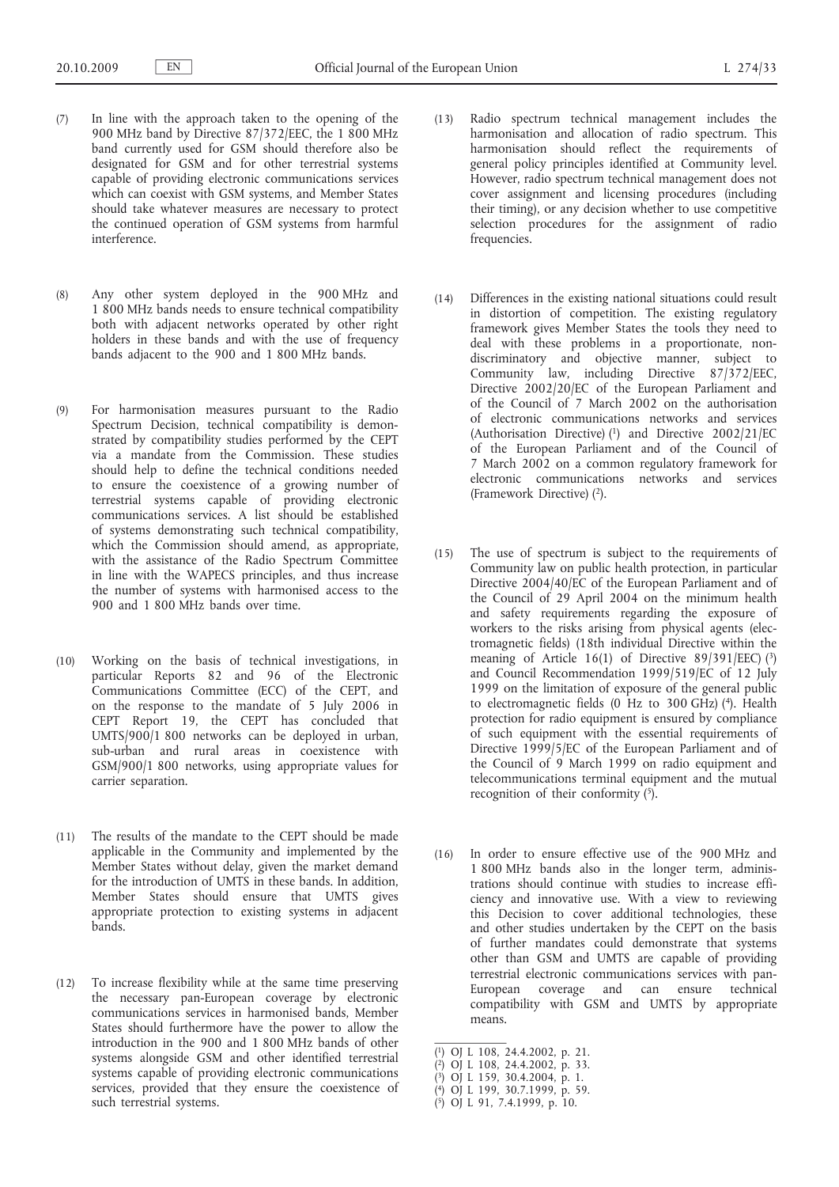(7) In line with the approach taken to the opening of the 900 MHz band by Directive 87/372/EEC, the 1 800 MHz band currently used for GSM should therefore also be designated for GSM and for other terrestrial systems capable of providing electronic communications services which can coexist with GSM systems, and Member States should take whatever measures are necessary to protect the continued operation of GSM systems from harmful interference.

(8) Any other system deployed in the 900 MHz and 1 800 MHz bands needs to ensure technical compatibility both with adjacent networks operated by other right holders in these bands and with the use of frequency bands adjacent to the 900 and 1 800 MHz bands.

(9) For harmonisation measures pursuant to the Radio Spectrum Decision, technical compatibility is demonstrated by compatibility studies performed by the CEPT via a mandate from the Commission. These studies should help to define the technical conditions needed to ensure the coexistence of a growing number of terrestrial systems capable of providing electronic communications services. A list should be established of systems demonstrating such technical compatibility, which the Commission should amend, as appropriate, with the assistance of the Radio Spectrum Committee in line with the WAPECS principles, and thus increase the number of systems with harmonised access to the 900 and 1 800 MHz bands over time.

(10) Working on the basis of technical investigations, in particular Reports 82 and 96 of the Electronic Communications Committee (ECC) of the CEPT, and on the response to the mandate of 5 July 2006 in CEPT Report 19, the CEPT has concluded that UMTS/900/1 800 networks can be deployed in urban, sub-urban and rural areas in coexistence with GSM/900/1 800 networks, using appropriate values for carrier separation.

(11) The results of the mandate to the CEPT should be made applicable in the Community and implemented by the Member States without delay, given the market demand for the introduction of UMTS in these bands. In addition, Member States should ensure that UMTS gives appropriate protection to existing systems in adjacent bands.

(12) To increase flexibility while at the same time preserving the necessary pan-European coverage by electronic communications services in harmonised bands, Member States should furthermore have the power to allow the introduction in the 900 and 1 800 MHz bands of other systems alongside GSM and other identified terrestrial systems capable of providing electronic communications services, provided that they ensure the coexistence of such terrestrial systems.

(13) Radio spectrum technical management includes the harmonisation and allocation of radio spectrum. This harmonisation should reflect the requirements of general policy principles identified at Community level. However, radio spectrum technical management does not cover assignment and licensing procedures (including their timing), or any decision whether to use competitive selection procedures for the assignment of radio frequencies.

(14) Differences in the existing national situations could result in distortion of competition. The existing regulatory framework gives Member States the tools they need to deal with these problems in a proportionate, non-discriminatory and objective manner, subject to Community law, including Directive 87/372/EEC, Directive 2002/20/EC of the European Parliament and of the Council of 7 March 2002 on the authorisation of electronic communications networks and services (Authorisation Directive) [1] and Directive 2002/21/EC of the European Parliament and of the Council of 7 March 2002 on a common regulatory framework for electronic communications networks and services (Framework Directive) [2].

(15) The use of spectrum is subject to the requirements of Community law on public health protection, in particular Directive 2004/40/EC of the European Parliament and of the Council of 29 April 2004 on the minimum health and safety requirements regarding the exposure of workers to the risks arising from physical agents (electromagnetic fields) (18th individual Directive within the meaning of Article 16(1) of Directive 89/391/EEC) [3] and Council Recommendation 1999/519/EC of 12 July 1999 on the limitation of exposure of the general public to electromagnetic fields (0 Hz to 300 GHz) [4]. Health protection for radio equipment is ensured by compliance of such equipment with the essential requirements of Directive 1999/5/EC of the European Parliament and of the Council of 9 March 1999 on radio equipment and telecommunications terminal equipment and the mutual recognition of their conformity [5].

(16) In order to ensure effective use of the 900 MHz and 1 800 MHz bands also in the longer term, administrations should continue with studies to increase efficiency and innovative use. With a view to reviewing this Decision to cover additional technologies, these and other studies undertaken by the CEPT on the basis of further mandates could demonstrate that systems other than GSM and UMTS are capable of providing terrestrial electronic communications services with pan-European coverage and can ensure technical compatibility with GSM and UMTS by appropriate means.

---

[1] OJ L 108, 24.4.2002, p. 21.
[2] OJ L 108, 24.4.2002, p. 33.
[3] OJ L 159, 30.4.2004, p. 1.
[4] OJ L 199, 30.7.1999, p. 59.
[5] OJ L 91, 7.4.1999, p. 10.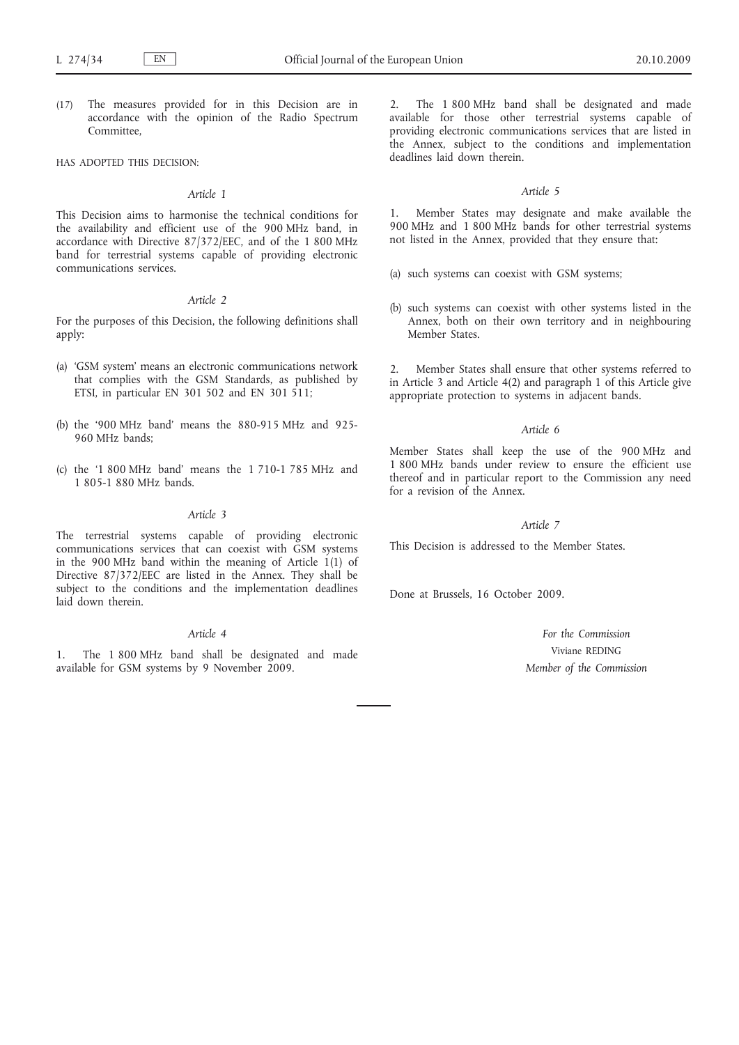(17) The measures provided for in this Decision are in accordance with the opinion of the Radio Spectrum Committee,

HAS ADOPTED THIS DECISION:

*Article 1*

This Decision aims to harmonise the technical conditions for the availability and efficient use of the 900 MHz band, in accordance with Directive 87/372/EEC, and of the 1 800 MHz band for terrestrial systems capable of providing electronic communications services.

*Article 2*

For the purposes of this Decision, the following definitions shall apply:

(a) 'GSM system' means an electronic communications network that complies with the GSM Standards, as published by ETSI, in particular EN 301 502 and EN 301 511;

(b) the '900 MHz band' means the 880-915 MHz and 925-960 MHz bands;

(c) the '1 800 MHz band' means the 1 710-1 785 MHz and 1 805-1 880 MHz bands.

*Article 3*

The terrestrial systems capable of providing electronic communications services that can coexist with GSM systems in the 900 MHz band within the meaning of Article 1(1) of Directive 87/372/EEC are listed in the Annex. They shall be subject to the conditions and the implementation deadlines laid down therein.

*Article 4*

1. The 1 800 MHz band shall be designated and made available for GSM systems by 9 November 2009.

2. The 1 800 MHz band shall be designated and made available for those other terrestrial systems capable of providing electronic communications services that are listed in the Annex, subject to the conditions and implementation deadlines laid down therein.

*Article 5*

1. Member States may designate and make available the 900 MHz and 1 800 MHz bands for other terrestrial systems not listed in the Annex, provided that they ensure that:

(a) such systems can coexist with GSM systems;

(b) such systems can coexist with other systems listed in the Annex, both on their own territory and in neighbouring Member States.

2. Member States shall ensure that other systems referred to in Article 3 and Article 4(2) and paragraph 1 of this Article give appropriate protection to systems in adjacent bands.

*Article 6*

Member States shall keep the use of the 900 MHz and 1 800 MHz bands under review to ensure the efficient use thereof and in particular report to the Commission any need for a revision of the Annex.

*Article 7*

This Decision is addressed to the Member States.

Done at Brussels, 16 October 2009.

*For the Commission*

Viviane REDING

*Member of the Commission*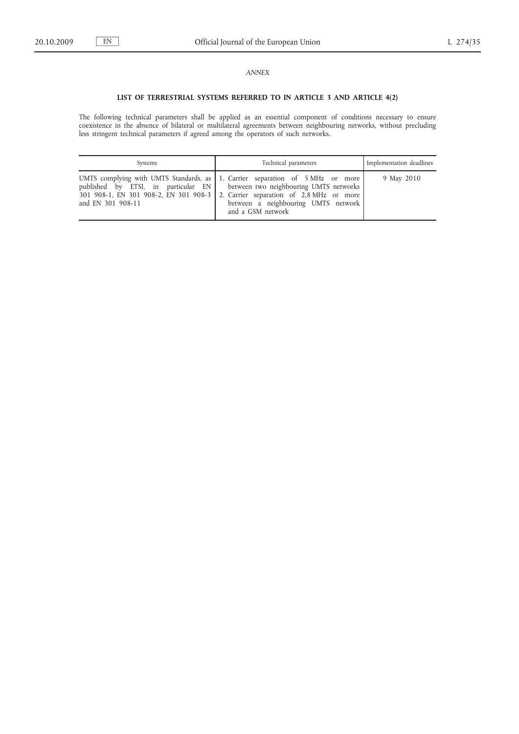*ANNEX*

**LIST OF TERRESTRIAL SYSTEMS REFERRED TO IN ARTICLE 3 AND ARTICLE 4(2)**

The following technical parameters shall be applied as an essential component of conditions necessary to ensure coexistence in the absence of bilateral or multilateral agreements between neighbouring networks, without precluding less stringent technical parameters if agreed among the operators of such networks.

| Systems | Technical parameters | Implementation deadlines |
|---|---|---|
| UMTS complying with UMTS Standards, as published by ETSI, in particular EN 301 908-1, EN 301 908-2, EN 301 908-3 and EN 301 908-11 | 1. Carrier separation of 5 MHz or more between two neighbouring UMTS networks<br>2. Carrier separation of 2,8 MHz or more between a neighbouring UMTS network and a GSM network | 9 May 2010 |